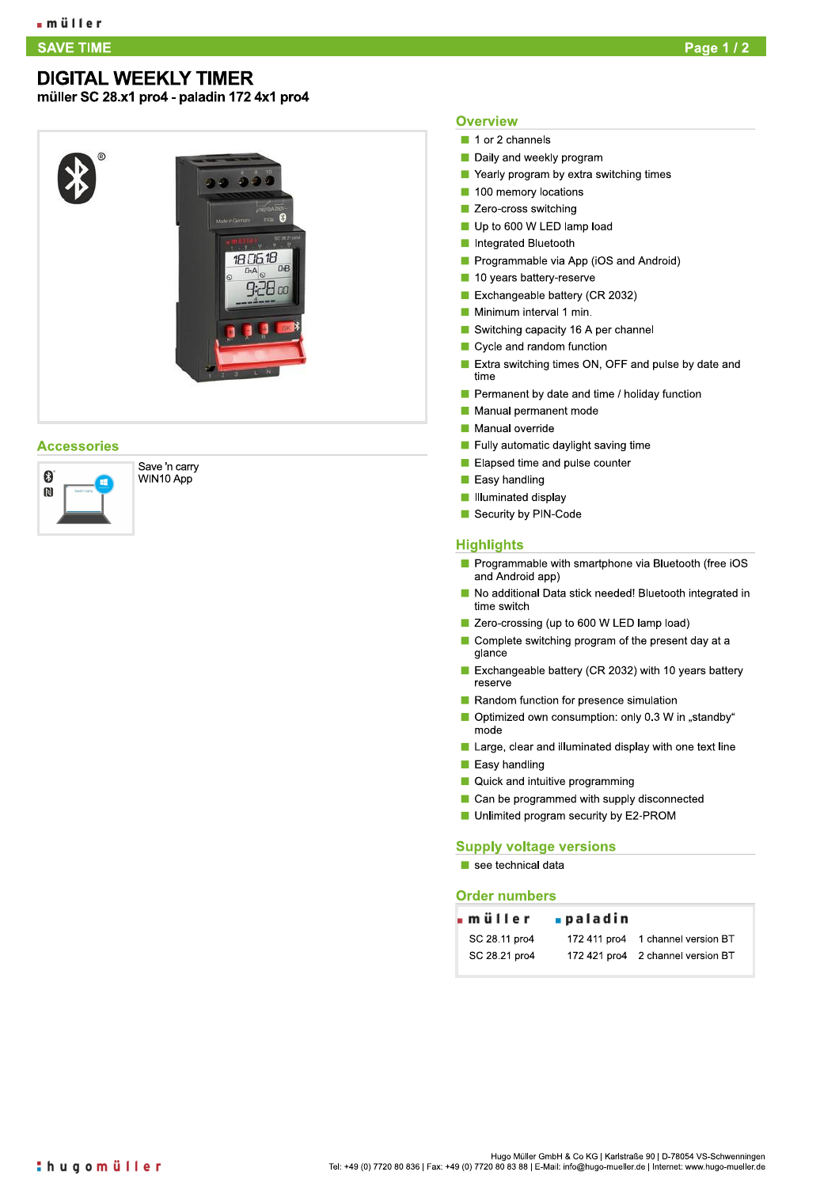# DIGITAL WEEKLY TIMER

**müller SC 28.x1 pro4 - paladin 172 4x1 pro4**

## Accessories

Save 'n carry WIN10 App

## Overview

- 1 or 2 channels
- Daily and weekly program
- Yearly program by extra switching times
- 100 memory locations
- Zero-cross switching
- Up to 600 W LED lamp load
- Integrated Bluetooth
- Programmable via App (iOS and Android)
- 10 years battery-reserve
- Exchangeable battery (CR 2032)
- Minimum interval 1 min.
- Switching capacity 16 A per channel
- Cycle and random function
- Extra switching times ON, OFF and pulse by date and time
- Permanent by date and time / holiday function
- Manual permanent mode
- Manual override
- Fully automatic daylight saving time
- Elapsed time and pulse counter
- Easy handling
- Illuminated display
- Security by PIN-Code

## Highlights

- Programmable with smartphone via Bluetooth (free iOS and Android app)
- No additional Data stick needed! Bluetooth integrated in time switch
- Zero-crossing (up to 600 W LED lamp load)
- Complete switching program of the present day at a glance
- Exchangeable battery (CR 2032) with 10 years battery reserve
- Random function for presence simulation
- Optimized own consumption: only 0.3 W in „standby" mode
- Large, clear and illuminated display with one text line
- Easy handling
- Quick and intuitive programming
- Can be programmed with supply disconnected
- Unlimited program security by E2-PROM

## Supply voltage versions

- see technical data

## Order numbers

| müller | paladin | |
|---|---|---|
| SC 28.11 pro4 | 172 411 pro4 | 1 channel version BT |
| SC 28.21 pro4 | 172 421 pro4 | 2 channel version BT |

Hugo Müller GmbH & Co KG | Karlstraße 90 | D-78054 VS-Schwenningen
Tel: +49 (0) 7720 80 836 | Fax: +49 (0) 7720 80 83 88 | E-Mail: info@hugo-mueller.de | Internet: www.hugo-mueller.de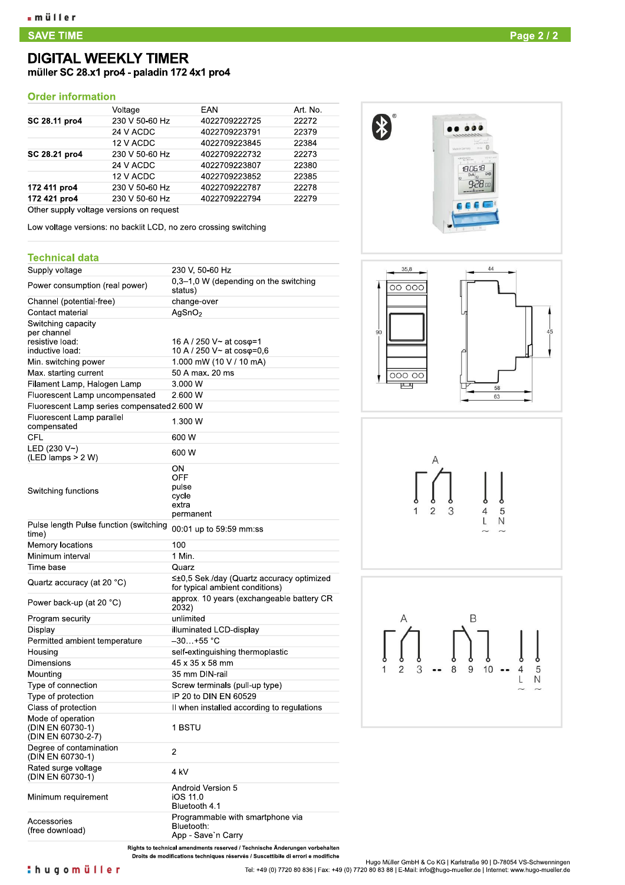# DIGITAL WEEKLY TIMER

**müller SC 28.x1 pro4 - paladin 172 4x1 pro4**

## Order information

| | Voltage | EAN | Art. No. |
|---|---|---|---|
| **SC 28.11 pro4** | 230 V 50-60 Hz | 4022709222725 | 22272 |
| | 24 V ACDC | 4022709223791 | 22379 |
| | 12 V ACDC | 4022709223845 | 22384 |
| **SC 28.21 pro4** | 230 V 50-60 Hz | 4022709222732 | 22273 |
| | 24 V ACDC | 4022709223807 | 22380 |
| | 12 V ACDC | 4022709223852 | 22385 |
| **172 411 pro4** | 230 V 50-60 Hz | 4022709222787 | 22278 |
| **172 421 pro4** | 230 V 50-60 Hz | 4022709222794 | 22279 |

Other supply voltage versions on request

Low voltage versions: no backlit LCD, no zero crossing switching

## Technical data

| | |
|---|---|
| Supply voltage | 230 V, 50-60 Hz |
| Power consumption (real power) | 0,3–1,0 W (depending on the switching status) |
| Channel (potential-free) | change-over |
| Contact material | $AgSnO_2$ |
| Switching capacity per channel<br>resistive load:<br>inductive load: | <br>16 A / 250 V~ at cosφ=1<br>10 A / 250 V~ at cosφ=0,6 |
| Min. switching power | 1.000 mW (10 V / 10 mA) |
| Max. starting current | 50 A max. 20 ms |
| Filament Lamp, Halogen Lamp | 3.000 W |
| Fluorescent Lamp uncompensated | 2.600 W |
| Fluorescent Lamp series compensated | 2.600 W |
| Fluorescent Lamp parallel compensated | 1.300 W |
| CFL | 600 W |
| LED (230 V~) (LED lamps > 2 W) | 600 W |
| Switching functions | ON<br>OFF<br>pulse<br>cycle<br>extra<br>permanent |
| Pulse length Pulse function (switching time) | 00:01 up to 59:59 mm:ss |
| Memory locations | 100 |
| Minimum interval | 1 Min. |
| Time base | Quarz |
| Quartz accuracy (at 20 °C) | ≤±0,5 Sek./day (Quartz accuracy optimized for typical ambient conditions) |
| Power back-up (at 20 °C) | approx. 10 years (exchangeable battery CR 2032) |
| Program security | unlimited |
| Display | illuminated LCD-display |
| Permitted ambient temperature | –30…+55 °C |
| Housing | self-extinguishing thermoplastic |
| Dimensions | 45 x 35 x 58 mm |
| Mounting | 35 mm DIN-rail |
| Type of connection | Screw terminals (pull-up type) |
| Type of protection | IP 20 to DIN EN 60529 |
| Class of protection | II when installed according to regulations |
| Mode of operation (DIN EN 60730-1) (DIN EN 60730-2-7) | 1 BSTU |
| Degree of contamination (DIN EN 60730-1) | 2 |
| Rated surge voltage (DIN EN 60730-1) | 4 kV |
| Minimum requirement | Android Version 5<br>iOS 11.0<br>Bluetooth 4.1 |
| Accessories (free download) | Programmable with smartphone via Bluetooth:<br>App - Save´n Carry |

35,8
44
90
45
58
63

A
1 2 3 4 5
L N

A B
1 2 3 8 9 10 4 5
L N

Rights to technical amendments reserved / Technische Änderungen vorbehalten
Droits de modifications techniques réservés / Suscettibile di errori e modifiche

Hugo Müller GmbH & Co KG | Karlstraße 90 | D-78054 VS-Schwenningen
Tel: +49 (0) 7720 80 836 | Fax: +49 (0) 7720 80 83 88 | E-Mail: info@hugo-mueller.de | Internet: www.hugo-mueller.de